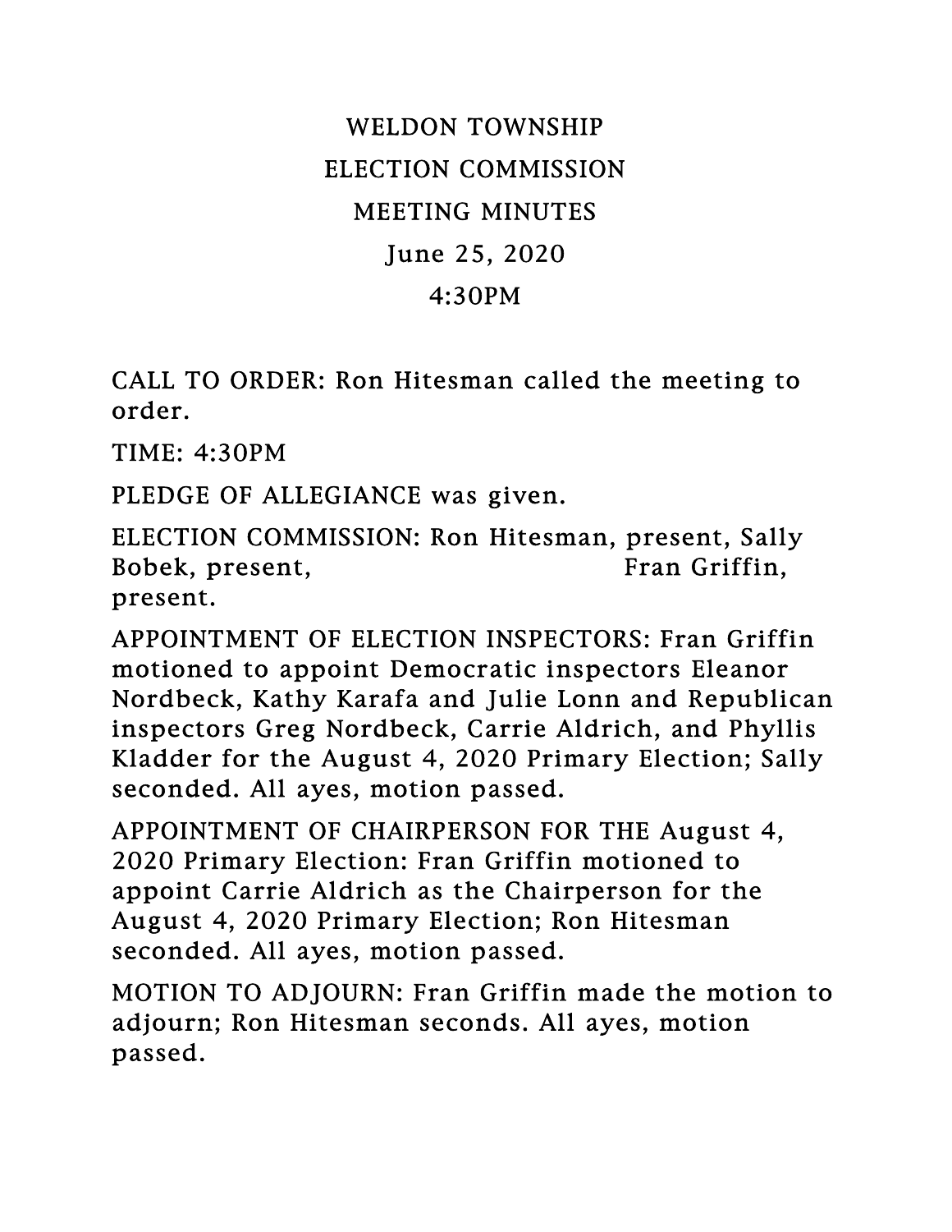# WELDON TOWNSHIP
# ELECTION COMMISSION
# MEETING MINUTES
# June 25, 2020
# 4:30PM

CALL TO ORDER: Ron Hitesman called the meeting to order.

TIME: 4:30PM

PLEDGE OF ALLEGIANCE was given.

ELECTION COMMISSION: Ron Hitesman, present, Sally Bobek, present, Fran Griffin, present.

APPOINTMENT OF ELECTION INSPECTORS: Fran Griffin motioned to appoint Democratic inspectors Eleanor Nordbeck, Kathy Karafa and Julie Lonn and Republican inspectors Greg Nordbeck, Carrie Aldrich, and Phyllis Kladder for the August 4, 2020 Primary Election; Sally seconded. All ayes, motion passed.

APPOINTMENT OF CHAIRPERSON FOR THE August 4, 2020 Primary Election: Fran Griffin motioned to appoint Carrie Aldrich as the Chairperson for the August 4, 2020 Primary Election; Ron Hitesman seconded. All ayes, motion passed.

MOTION TO ADJOURN: Fran Griffin made the motion to adjourn; Ron Hitesman seconds. All ayes, motion passed.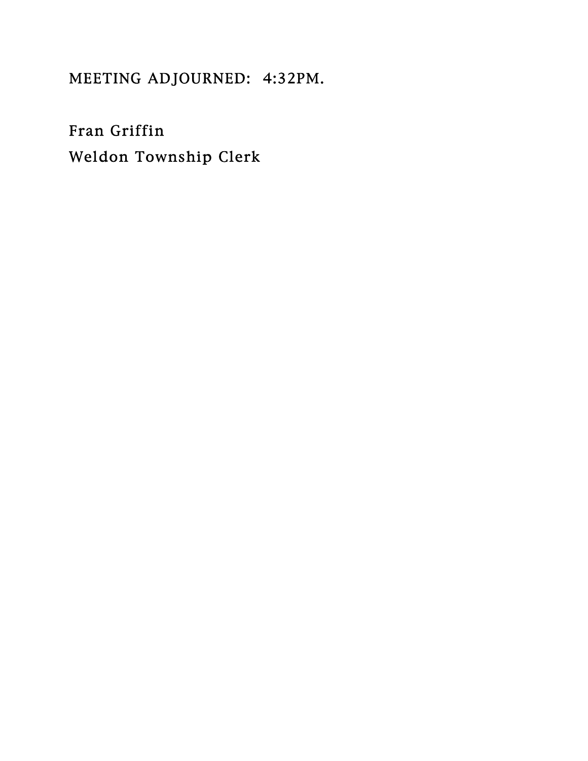MEETING ADJOURNED:  4:32PM.

Fran Griffin
Weldon Township Clerk